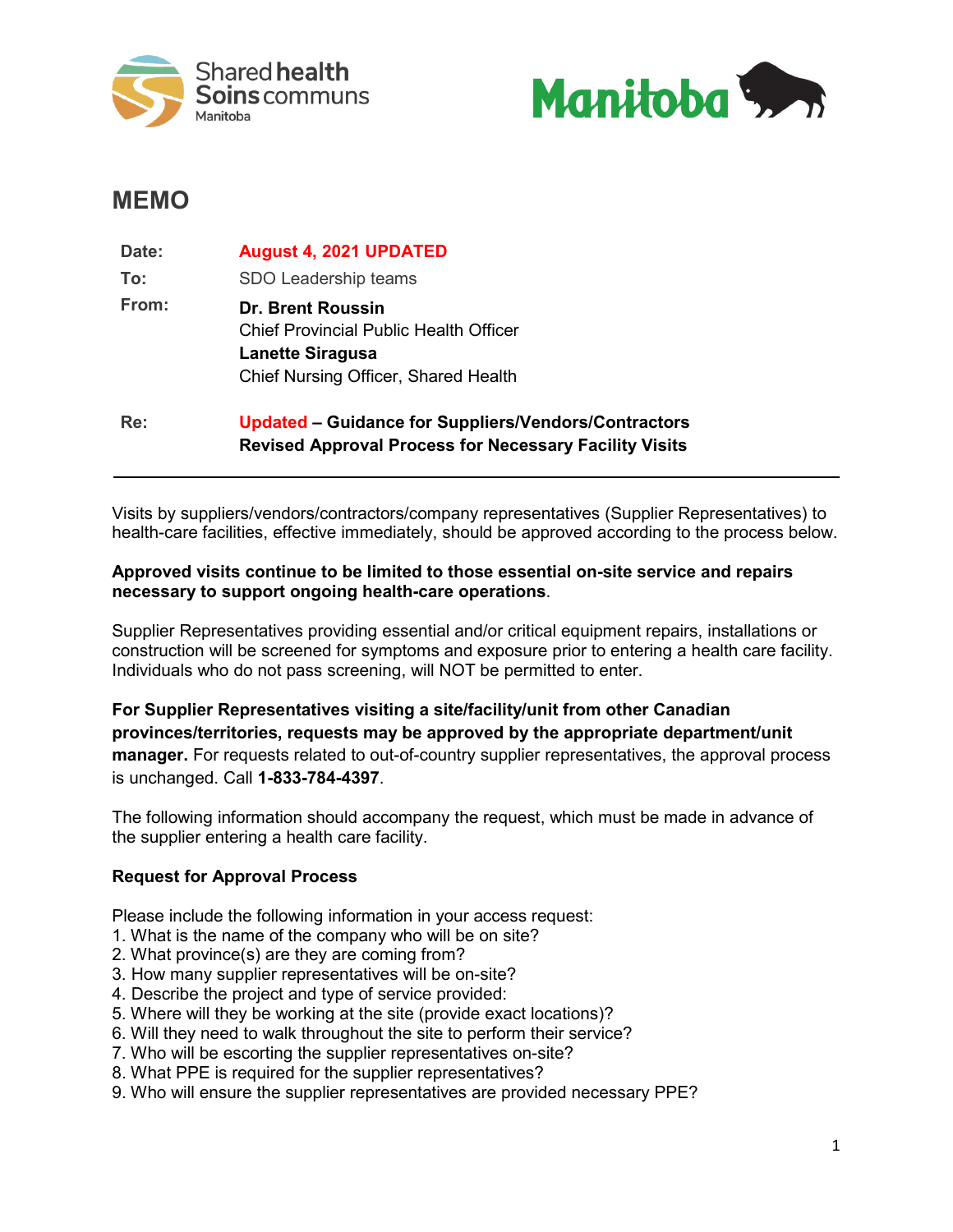Shared health Soins communs Manitoba

Manitoba

# MEMO

| | |
|---|---|
| **Date:** | **August 4, 2021 UPDATED** |
| **To:** | SDO Leadership teams |
| **From:** | **Dr. Brent Roussin**<br>Chief Provincial Public Health Officer<br>**Lanette Siragusa**<br>Chief Nursing Officer, Shared Health |
| **Re:** | **Updated – Guidance for Suppliers/Vendors/Contractors**<br>**Revised Approval Process for Necessary Facility Visits** |

---

Visits by suppliers/vendors/contractors/company representatives (Supplier Representatives) to health-care facilities, effective immediately, should be approved according to the process below.

**Approved visits continue to be limited to those essential on-site service and repairs necessary to support ongoing health-care operations**.

Supplier Representatives providing essential and/or critical equipment repairs, installations or construction will be screened for symptoms and exposure prior to entering a health care facility. Individuals who do not pass screening, will NOT be permitted to enter.

**For Supplier Representatives visiting a site/facility/unit from other Canadian provinces/territories, requests may be approved by the appropriate department/unit manager.** For requests related to out-of-country supplier representatives, the approval process is unchanged. Call **1-833-784-4397**.

The following information should accompany the request, which must be made in advance of the supplier entering a health care facility.

**Request for Approval Process**

Please include the following information in your access request:

1. What is the name of the company who will be on site?
2. What province(s) are they are coming from?
3. How many supplier representatives will be on-site?
4. Describe the project and type of service provided:
5. Where will they be working at the site (provide exact locations)?
6. Will they need to walk throughout the site to perform their service?
7. Who will be escorting the supplier representatives on-site?
8. What PPE is required for the supplier representatives?
9. Who will ensure the supplier representatives are provided necessary PPE?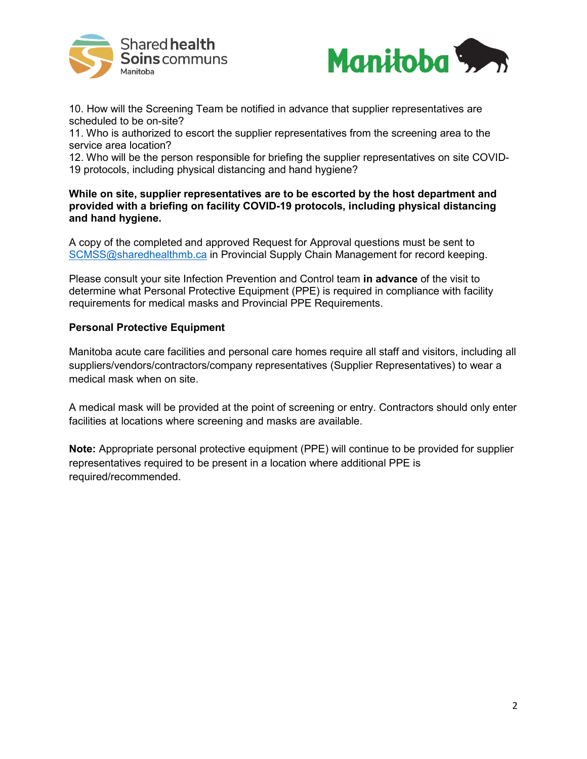10. How will the Screening Team be notified in advance that supplier representatives are scheduled to be on-site?
11. Who is authorized to escort the supplier representatives from the screening area to the service area location?
12. Who will be the person responsible for briefing the supplier representatives on site COVID-19 protocols, including physical distancing and hand hygiene?

**While on site, supplier representatives are to be escorted by the host department and provided with a briefing on facility COVID-19 protocols, including physical distancing and hand hygiene.**

A copy of the completed and approved Request for Approval questions must be sent to SCMSS@sharedhealthmb.ca in Provincial Supply Chain Management for record keeping.

Please consult your site Infection Prevention and Control team **in advance** of the visit to determine what Personal Protective Equipment (PPE) is required in compliance with facility requirements for medical masks and Provincial PPE Requirements.

**Personal Protective Equipment**

Manitoba acute care facilities and personal care homes require all staff and visitors, including all suppliers/vendors/contractors/company representatives (Supplier Representatives) to wear a medical mask when on site.

A medical mask will be provided at the point of screening or entry. Contractors should only enter facilities at locations where screening and masks are available.

**Note:** Appropriate personal protective equipment (PPE) will continue to be provided for supplier representatives required to be present in a location where additional PPE is required/recommended.